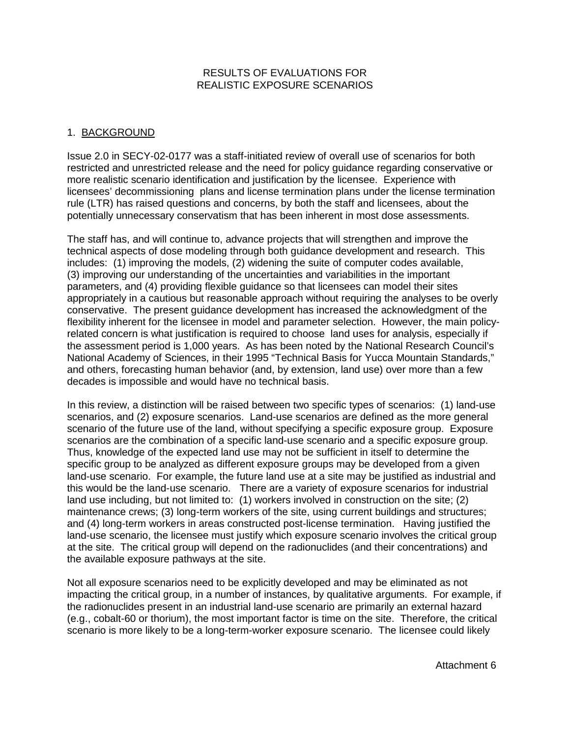# RESULTS OF EVALUATIONS FOR REALISTIC EXPOSURE SCENARIOS

## 1. BACKGROUND

Issue 2.0 in SECY-02-0177 was a staff-initiated review of overall use of scenarios for both restricted and unrestricted release and the need for policy guidance regarding conservative or more realistic scenario identification and justification by the licensee. Experience with licensees' decommissioning plans and license termination plans under the license termination rule (LTR) has raised questions and concerns, by both the staff and licensees, about the potentially unnecessary conservatism that has been inherent in most dose assessments.

The staff has, and will continue to, advance projects that will strengthen and improve the technical aspects of dose modeling through both guidance development and research. This includes: (1) improving the models, (2) widening the suite of computer codes available, (3) improving our understanding of the uncertainties and variabilities in the important parameters, and (4) providing flexible guidance so that licensees can model their sites appropriately in a cautious but reasonable approach without requiring the analyses to be overly conservative. The present guidance development has increased the acknowledgment of the flexibility inherent for the licensee in model and parameter selection. However, the main policy-related concern is what justification is required to choose land uses for analysis, especially if the assessment period is 1,000 years. As has been noted by the National Research Council's National Academy of Sciences, in their 1995 "Technical Basis for Yucca Mountain Standards," and others, forecasting human behavior (and, by extension, land use) over more than a few decades is impossible and would have no technical basis.

In this review, a distinction will be raised between two specific types of scenarios: (1) land-use scenarios, and (2) exposure scenarios. Land-use scenarios are defined as the more general scenario of the future use of the land, without specifying a specific exposure group. Exposure scenarios are the combination of a specific land-use scenario and a specific exposure group. Thus, knowledge of the expected land use may not be sufficient in itself to determine the specific group to be analyzed as different exposure groups may be developed from a given land-use scenario. For example, the future land use at a site may be justified as industrial and this would be the land-use scenario. There are a variety of exposure scenarios for industrial land use including, but not limited to: (1) workers involved in construction on the site; (2) maintenance crews; (3) long-term workers of the site, using current buildings and structures; and (4) long-term workers in areas constructed post-license termination. Having justified the land-use scenario, the licensee must justify which exposure scenario involves the critical group at the site. The critical group will depend on the radionuclides (and their concentrations) and the available exposure pathways at the site.

Not all exposure scenarios need to be explicitly developed and may be eliminated as not impacting the critical group, in a number of instances, by qualitative arguments. For example, if the radionuclides present in an industrial land-use scenario are primarily an external hazard (e.g., cobalt-60 or thorium), the most important factor is time on the site. Therefore, the critical scenario is more likely to be a long-term-worker exposure scenario. The licensee could likely

Attachment 6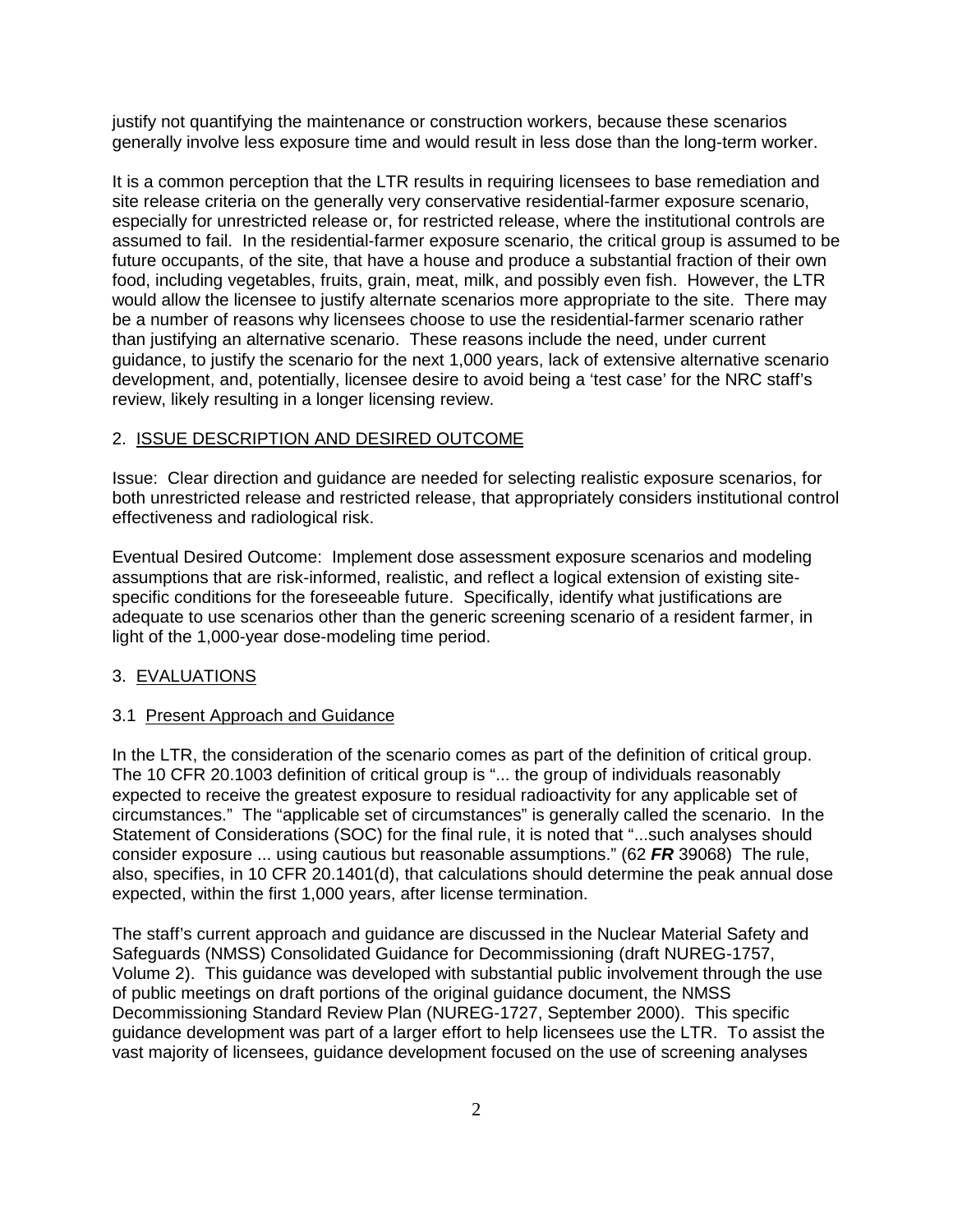justify not quantifying the maintenance or construction workers, because these scenarios generally involve less exposure time and would result in less dose than the long-term worker.

It is a common perception that the LTR results in requiring licensees to base remediation and site release criteria on the generally very conservative residential-farmer exposure scenario, especially for unrestricted release or, for restricted release, where the institutional controls are assumed to fail. In the residential-farmer exposure scenario, the critical group is assumed to be future occupants, of the site, that have a house and produce a substantial fraction of their own food, including vegetables, fruits, grain, meat, milk, and possibly even fish. However, the LTR would allow the licensee to justify alternate scenarios more appropriate to the site. There may be a number of reasons why licensees choose to use the residential-farmer scenario rather than justifying an alternative scenario. These reasons include the need, under current guidance, to justify the scenario for the next 1,000 years, lack of extensive alternative scenario development, and, potentially, licensee desire to avoid being a 'test case' for the NRC staff's review, likely resulting in a longer licensing review.

## 2. ISSUE DESCRIPTION AND DESIRED OUTCOME

Issue: Clear direction and guidance are needed for selecting realistic exposure scenarios, for both unrestricted release and restricted release, that appropriately considers institutional control effectiveness and radiological risk.

Eventual Desired Outcome: Implement dose assessment exposure scenarios and modeling assumptions that are risk-informed, realistic, and reflect a logical extension of existing site-specific conditions for the foreseeable future. Specifically, identify what justifications are adequate to use scenarios other than the generic screening scenario of a resident farmer, in light of the 1,000-year dose-modeling time period.

## 3. EVALUATIONS

### 3.1 Present Approach and Guidance

In the LTR, the consideration of the scenario comes as part of the definition of critical group. The 10 CFR 20.1003 definition of critical group is "... the group of individuals reasonably expected to receive the greatest exposure to residual radioactivity for any applicable set of circumstances." The "applicable set of circumstances" is generally called the scenario. In the Statement of Considerations (SOC) for the final rule, it is noted that "...such analyses should consider exposure ... using cautious but reasonable assumptions." (62 ***FR*** 39068) The rule, also, specifies, in 10 CFR 20.1401(d), that calculations should determine the peak annual dose expected, within the first 1,000 years, after license termination.

The staff's current approach and guidance are discussed in the Nuclear Material Safety and Safeguards (NMSS) Consolidated Guidance for Decommissioning (draft NUREG-1757, Volume 2). This guidance was developed with substantial public involvement through the use of public meetings on draft portions of the original guidance document, the NMSS Decommissioning Standard Review Plan (NUREG-1727, September 2000). This specific guidance development was part of a larger effort to help licensees use the LTR. To assist the vast majority of licensees, guidance development focused on the use of screening analyses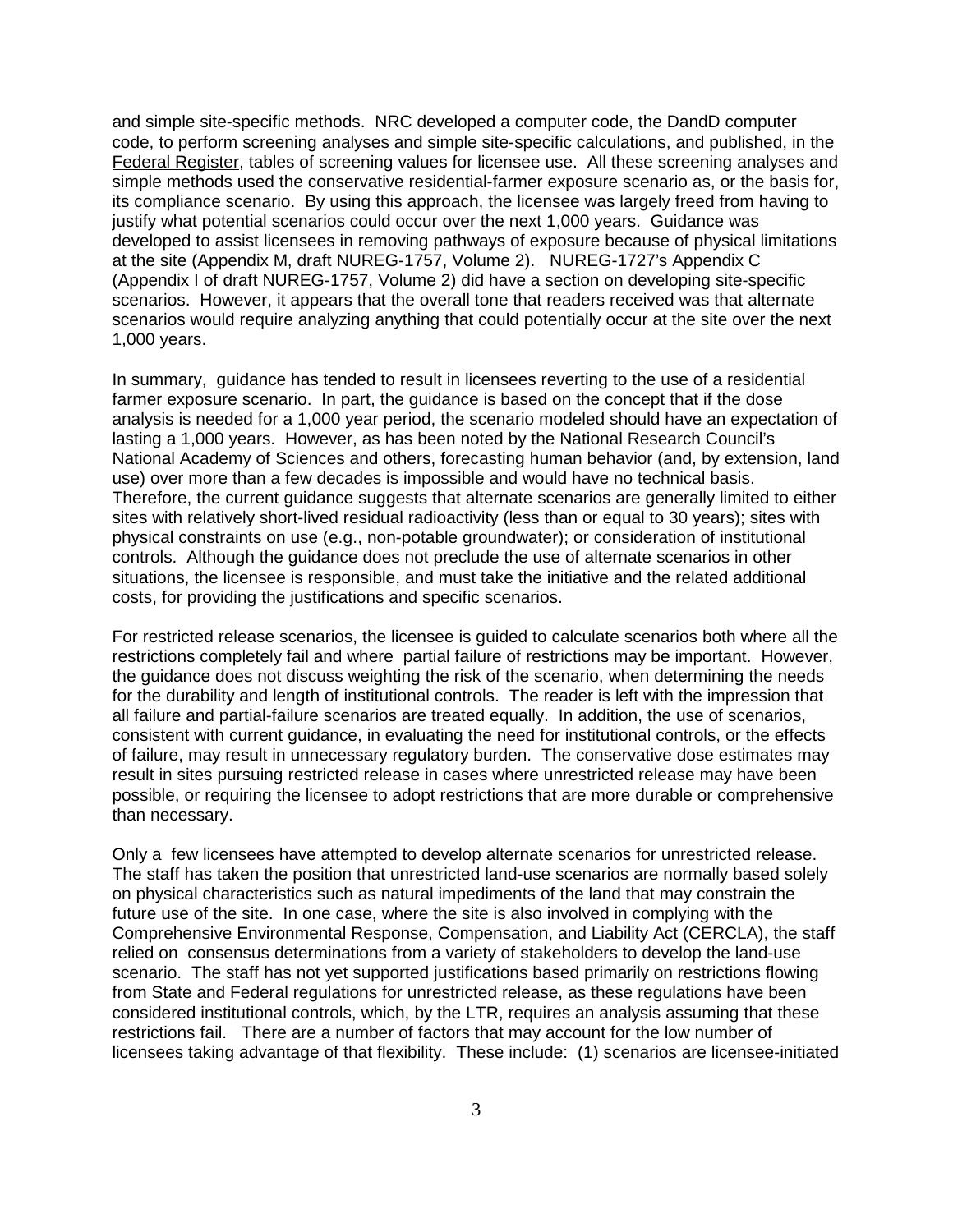and simple site-specific methods. NRC developed a computer code, the DandD computer code, to perform screening analyses and simple site-specific calculations, and published, in the Federal Register, tables of screening values for licensee use. All these screening analyses and simple methods used the conservative residential-farmer exposure scenario as, or the basis for, its compliance scenario. By using this approach, the licensee was largely freed from having to justify what potential scenarios could occur over the next 1,000 years. Guidance was developed to assist licensees in removing pathways of exposure because of physical limitations at the site (Appendix M, draft NUREG-1757, Volume 2). NUREG-1727's Appendix C (Appendix I of draft NUREG-1757, Volume 2) did have a section on developing site-specific scenarios. However, it appears that the overall tone that readers received was that alternate scenarios would require analyzing anything that could potentially occur at the site over the next 1,000 years.

In summary, guidance has tended to result in licensees reverting to the use of a residential farmer exposure scenario. In part, the guidance is based on the concept that if the dose analysis is needed for a 1,000 year period, the scenario modeled should have an expectation of lasting a 1,000 years. However, as has been noted by the National Research Council's National Academy of Sciences and others, forecasting human behavior (and, by extension, land use) over more than a few decades is impossible and would have no technical basis. Therefore, the current guidance suggests that alternate scenarios are generally limited to either sites with relatively short-lived residual radioactivity (less than or equal to 30 years); sites with physical constraints on use (e.g., non-potable groundwater); or consideration of institutional controls. Although the guidance does not preclude the use of alternate scenarios in other situations, the licensee is responsible, and must take the initiative and the related additional costs, for providing the justifications and specific scenarios.

For restricted release scenarios, the licensee is guided to calculate scenarios both where all the restrictions completely fail and where partial failure of restrictions may be important. However, the guidance does not discuss weighting the risk of the scenario, when determining the needs for the durability and length of institutional controls. The reader is left with the impression that all failure and partial-failure scenarios are treated equally. In addition, the use of scenarios, consistent with current guidance, in evaluating the need for institutional controls, or the effects of failure, may result in unnecessary regulatory burden. The conservative dose estimates may result in sites pursuing restricted release in cases where unrestricted release may have been possible, or requiring the licensee to adopt restrictions that are more durable or comprehensive than necessary.

Only a few licensees have attempted to develop alternate scenarios for unrestricted release. The staff has taken the position that unrestricted land-use scenarios are normally based solely on physical characteristics such as natural impediments of the land that may constrain the future use of the site. In one case, where the site is also involved in complying with the Comprehensive Environmental Response, Compensation, and Liability Act (CERCLA), the staff relied on consensus determinations from a variety of stakeholders to develop the land-use scenario. The staff has not yet supported justifications based primarily on restrictions flowing from State and Federal regulations for unrestricted release, as these regulations have been considered institutional controls, which, by the LTR, requires an analysis assuming that these restrictions fail. There are a number of factors that may account for the low number of licensees taking advantage of that flexibility. These include: (1) scenarios are licensee-initiated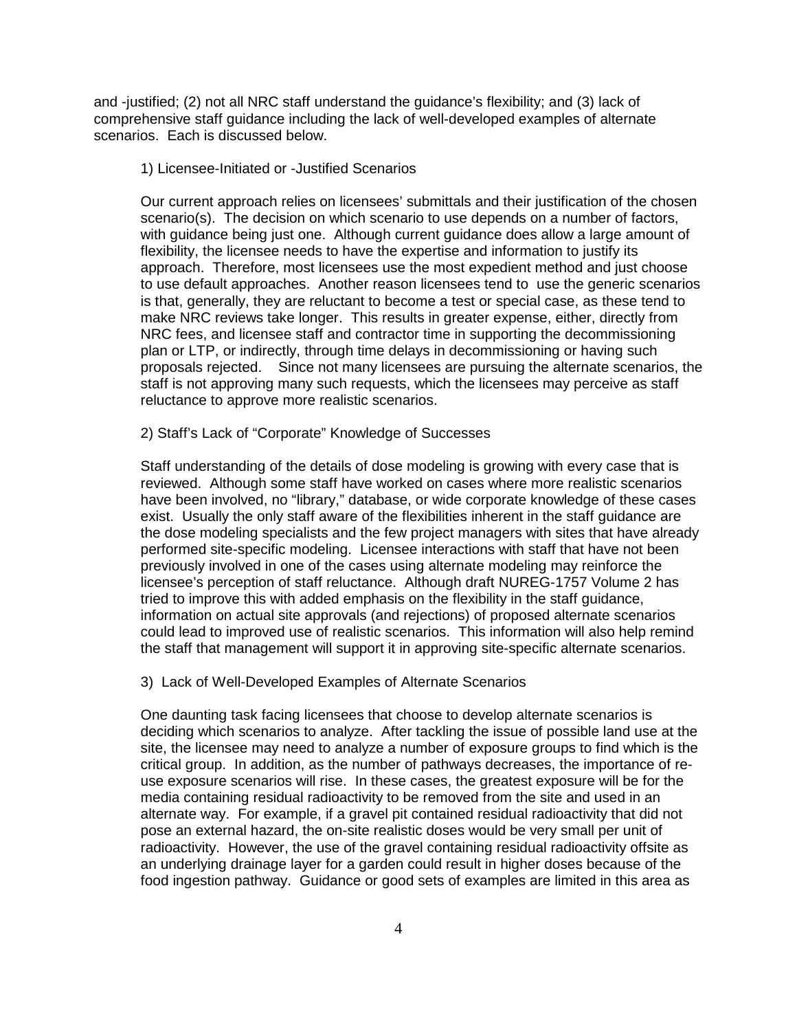and -justified; (2) not all NRC staff understand the guidance's flexibility; and (3) lack of comprehensive staff guidance including the lack of well-developed examples of alternate scenarios. Each is discussed below.

1) Licensee-Initiated or -Justified Scenarios

Our current approach relies on licensees' submittals and their justification of the chosen scenario(s). The decision on which scenario to use depends on a number of factors, with guidance being just one. Although current guidance does allow a large amount of flexibility, the licensee needs to have the expertise and information to justify its approach. Therefore, most licensees use the most expedient method and just choose to use default approaches. Another reason licensees tend to use the generic scenarios is that, generally, they are reluctant to become a test or special case, as these tend to make NRC reviews take longer. This results in greater expense, either, directly from NRC fees, and licensee staff and contractor time in supporting the decommissioning plan or LTP, or indirectly, through time delays in decommissioning or having such proposals rejected. Since not many licensees are pursuing the alternate scenarios, the staff is not approving many such requests, which the licensees may perceive as staff reluctance to approve more realistic scenarios.

2) Staff's Lack of "Corporate" Knowledge of Successes

Staff understanding of the details of dose modeling is growing with every case that is reviewed. Although some staff have worked on cases where more realistic scenarios have been involved, no "library," database, or wide corporate knowledge of these cases exist. Usually the only staff aware of the flexibilities inherent in the staff guidance are the dose modeling specialists and the few project managers with sites that have already performed site-specific modeling. Licensee interactions with staff that have not been previously involved in one of the cases using alternate modeling may reinforce the licensee's perception of staff reluctance. Although draft NUREG-1757 Volume 2 has tried to improve this with added emphasis on the flexibility in the staff guidance, information on actual site approvals (and rejections) of proposed alternate scenarios could lead to improved use of realistic scenarios. This information will also help remind the staff that management will support it in approving site-specific alternate scenarios.

3) Lack of Well-Developed Examples of Alternate Scenarios

One daunting task facing licensees that choose to develop alternate scenarios is deciding which scenarios to analyze. After tackling the issue of possible land use at the site, the licensee may need to analyze a number of exposure groups to find which is the critical group. In addition, as the number of pathways decreases, the importance of re-use exposure scenarios will rise. In these cases, the greatest exposure will be for the media containing residual radioactivity to be removed from the site and used in an alternate way. For example, if a gravel pit contained residual radioactivity that did not pose an external hazard, the on-site realistic doses would be very small per unit of radioactivity. However, the use of the gravel containing residual radioactivity offsite as an underlying drainage layer for a garden could result in higher doses because of the food ingestion pathway. Guidance or good sets of examples are limited in this area as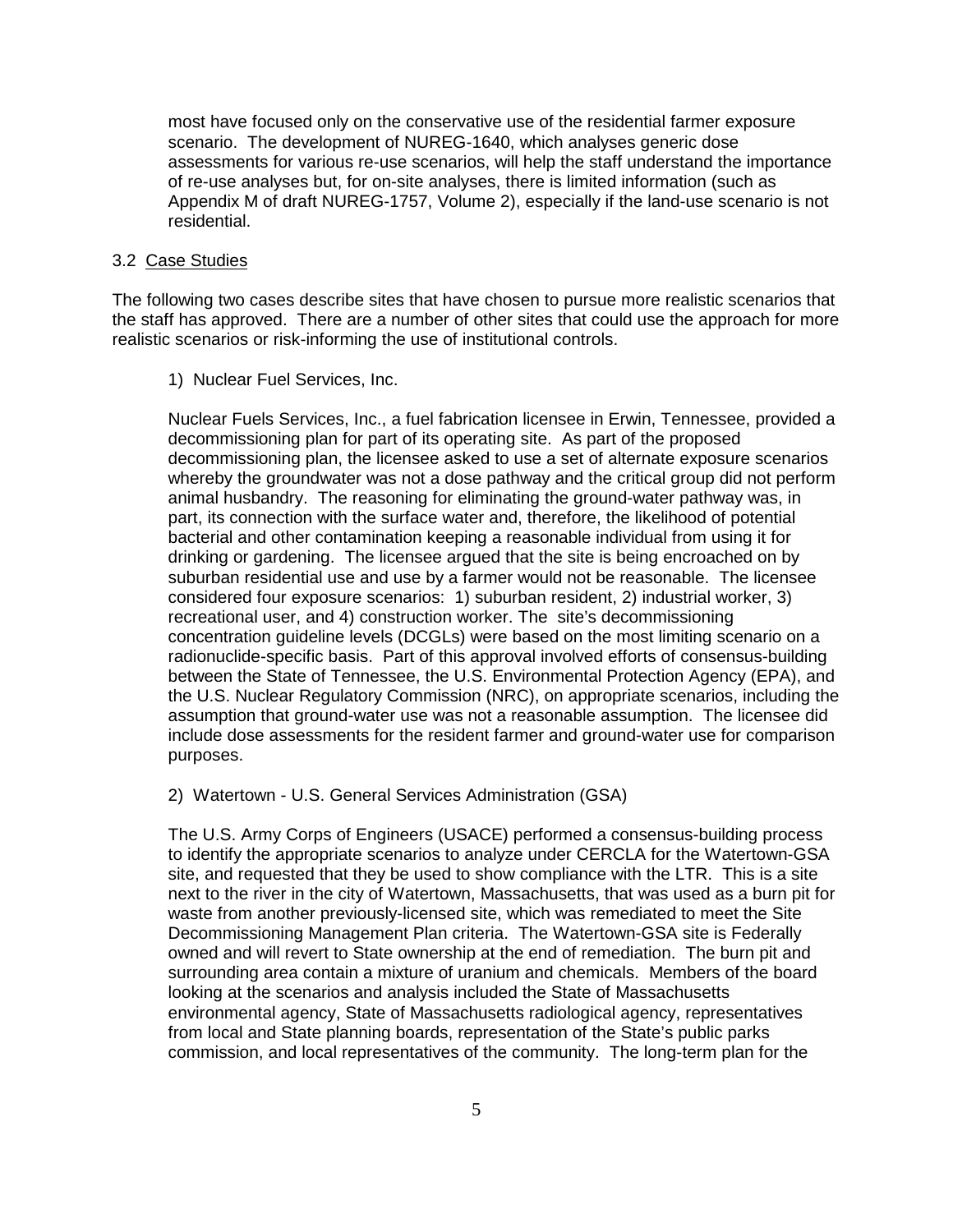most have focused only on the conservative use of the residential farmer exposure scenario. The development of NUREG-1640, which analyses generic dose assessments for various re-use scenarios, will help the staff understand the importance of re-use analyses but, for on-site analyses, there is limited information (such as Appendix M of draft NUREG-1757, Volume 2), especially if the land-use scenario is not residential.

### 3.2 Case Studies

The following two cases describe sites that have chosen to pursue more realistic scenarios that the staff has approved. There are a number of other sites that could use the approach for more realistic scenarios or risk-informing the use of institutional controls.

1) Nuclear Fuel Services, Inc.

Nuclear Fuels Services, Inc., a fuel fabrication licensee in Erwin, Tennessee, provided a decommissioning plan for part of its operating site. As part of the proposed decommissioning plan, the licensee asked to use a set of alternate exposure scenarios whereby the groundwater was not a dose pathway and the critical group did not perform animal husbandry. The reasoning for eliminating the ground-water pathway was, in part, its connection with the surface water and, therefore, the likelihood of potential bacterial and other contamination keeping a reasonable individual from using it for drinking or gardening. The licensee argued that the site is being encroached on by suburban residential use and use by a farmer would not be reasonable. The licensee considered four exposure scenarios: 1) suburban resident, 2) industrial worker, 3) recreational user, and 4) construction worker. The site's decommissioning concentration guideline levels (DCGLs) were based on the most limiting scenario on a radionuclide-specific basis. Part of this approval involved efforts of consensus-building between the State of Tennessee, the U.S. Environmental Protection Agency (EPA), and the U.S. Nuclear Regulatory Commission (NRC), on appropriate scenarios, including the assumption that ground-water use was not a reasonable assumption. The licensee did include dose assessments for the resident farmer and ground-water use for comparison purposes.

2) Watertown - U.S. General Services Administration (GSA)

The U.S. Army Corps of Engineers (USACE) performed a consensus-building process to identify the appropriate scenarios to analyze under CERCLA for the Watertown-GSA site, and requested that they be used to show compliance with the LTR. This is a site next to the river in the city of Watertown, Massachusetts, that was used as a burn pit for waste from another previously-licensed site, which was remediated to meet the Site Decommissioning Management Plan criteria. The Watertown-GSA site is Federally owned and will revert to State ownership at the end of remediation. The burn pit and surrounding area contain a mixture of uranium and chemicals. Members of the board looking at the scenarios and analysis included the State of Massachusetts environmental agency, State of Massachusetts radiological agency, representatives from local and State planning boards, representation of the State's public parks commission, and local representatives of the community. The long-term plan for the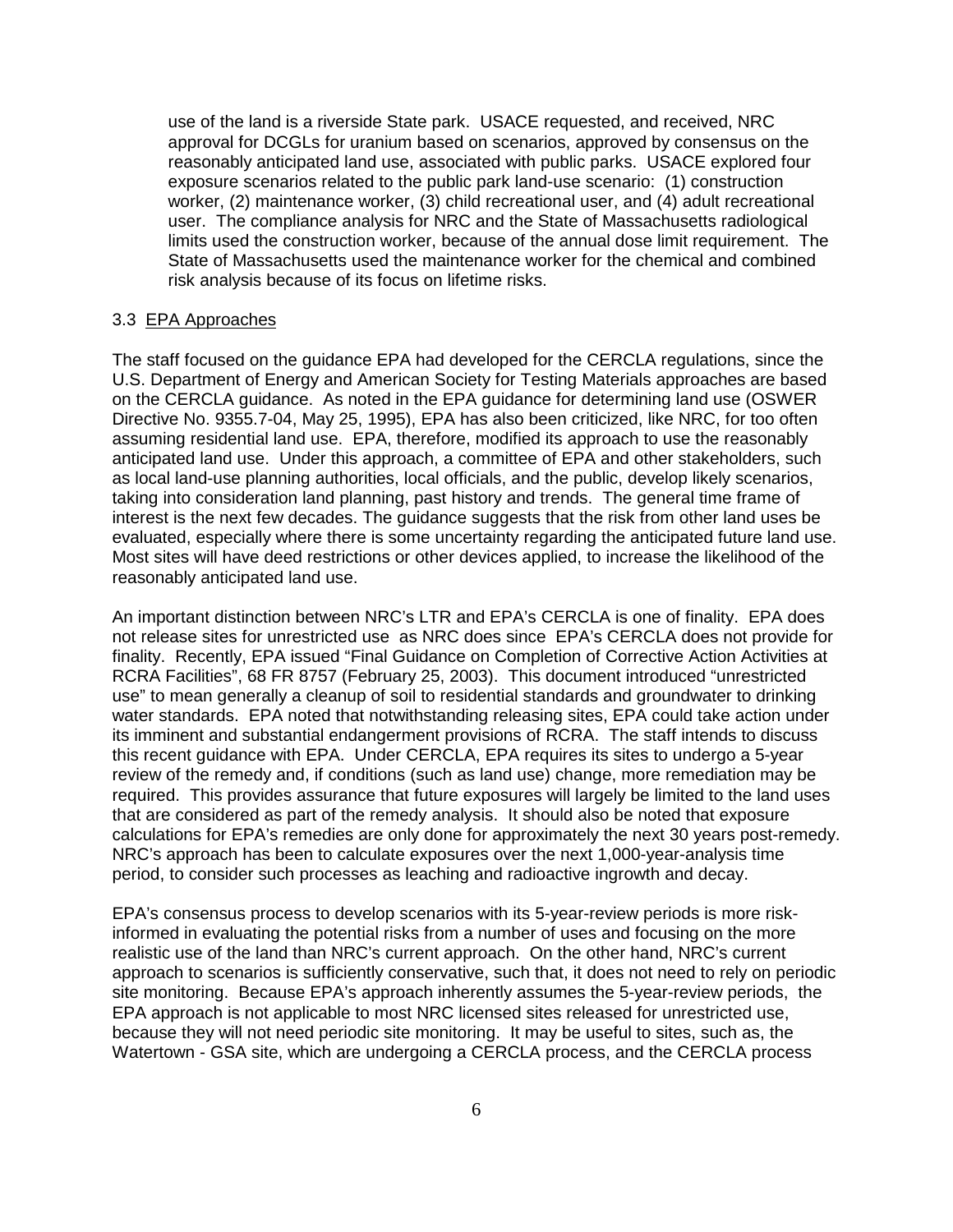use of the land is a riverside State park. USACE requested, and received, NRC approval for DCGLs for uranium based on scenarios, approved by consensus on the reasonably anticipated land use, associated with public parks. USACE explored four exposure scenarios related to the public park land-use scenario: (1) construction worker, (2) maintenance worker, (3) child recreational user, and (4) adult recreational user. The compliance analysis for NRC and the State of Massachusetts radiological limits used the construction worker, because of the annual dose limit requirement. The State of Massachusetts used the maintenance worker for the chemical and combined risk analysis because of its focus on lifetime risks.

### 3.3 EPA Approaches

The staff focused on the guidance EPA had developed for the CERCLA regulations, since the U.S. Department of Energy and American Society for Testing Materials approaches are based on the CERCLA guidance. As noted in the EPA guidance for determining land use (OSWER Directive No. 9355.7-04, May 25, 1995), EPA has also been criticized, like NRC, for too often assuming residential land use. EPA, therefore, modified its approach to use the reasonably anticipated land use. Under this approach, a committee of EPA and other stakeholders, such as local land-use planning authorities, local officials, and the public, develop likely scenarios, taking into consideration land planning, past history and trends. The general time frame of interest is the next few decades. The guidance suggests that the risk from other land uses be evaluated, especially where there is some uncertainty regarding the anticipated future land use. Most sites will have deed restrictions or other devices applied, to increase the likelihood of the reasonably anticipated land use.

An important distinction between NRC's LTR and EPA's CERCLA is one of finality. EPA does not release sites for unrestricted use as NRC does since EPA's CERCLA does not provide for finality. Recently, EPA issued "Final Guidance on Completion of Corrective Action Activities at RCRA Facilities", 68 FR 8757 (February 25, 2003). This document introduced "unrestricted use" to mean generally a cleanup of soil to residential standards and groundwater to drinking water standards. EPA noted that notwithstanding releasing sites, EPA could take action under its imminent and substantial endangerment provisions of RCRA. The staff intends to discuss this recent guidance with EPA. Under CERCLA, EPA requires its sites to undergo a 5-year review of the remedy and, if conditions (such as land use) change, more remediation may be required. This provides assurance that future exposures will largely be limited to the land uses that are considered as part of the remedy analysis. It should also be noted that exposure calculations for EPA's remedies are only done for approximately the next 30 years post-remedy. NRC's approach has been to calculate exposures over the next 1,000-year-analysis time period, to consider such processes as leaching and radioactive ingrowth and decay.

EPA's consensus process to develop scenarios with its 5-year-review periods is more risk-informed in evaluating the potential risks from a number of uses and focusing on the more realistic use of the land than NRC's current approach. On the other hand, NRC's current approach to scenarios is sufficiently conservative, such that, it does not need to rely on periodic site monitoring. Because EPA's approach inherently assumes the 5-year-review periods, the EPA approach is not applicable to most NRC licensed sites released for unrestricted use, because they will not need periodic site monitoring. It may be useful to sites, such as, the Watertown - GSA site, which are undergoing a CERCLA process, and the CERCLA process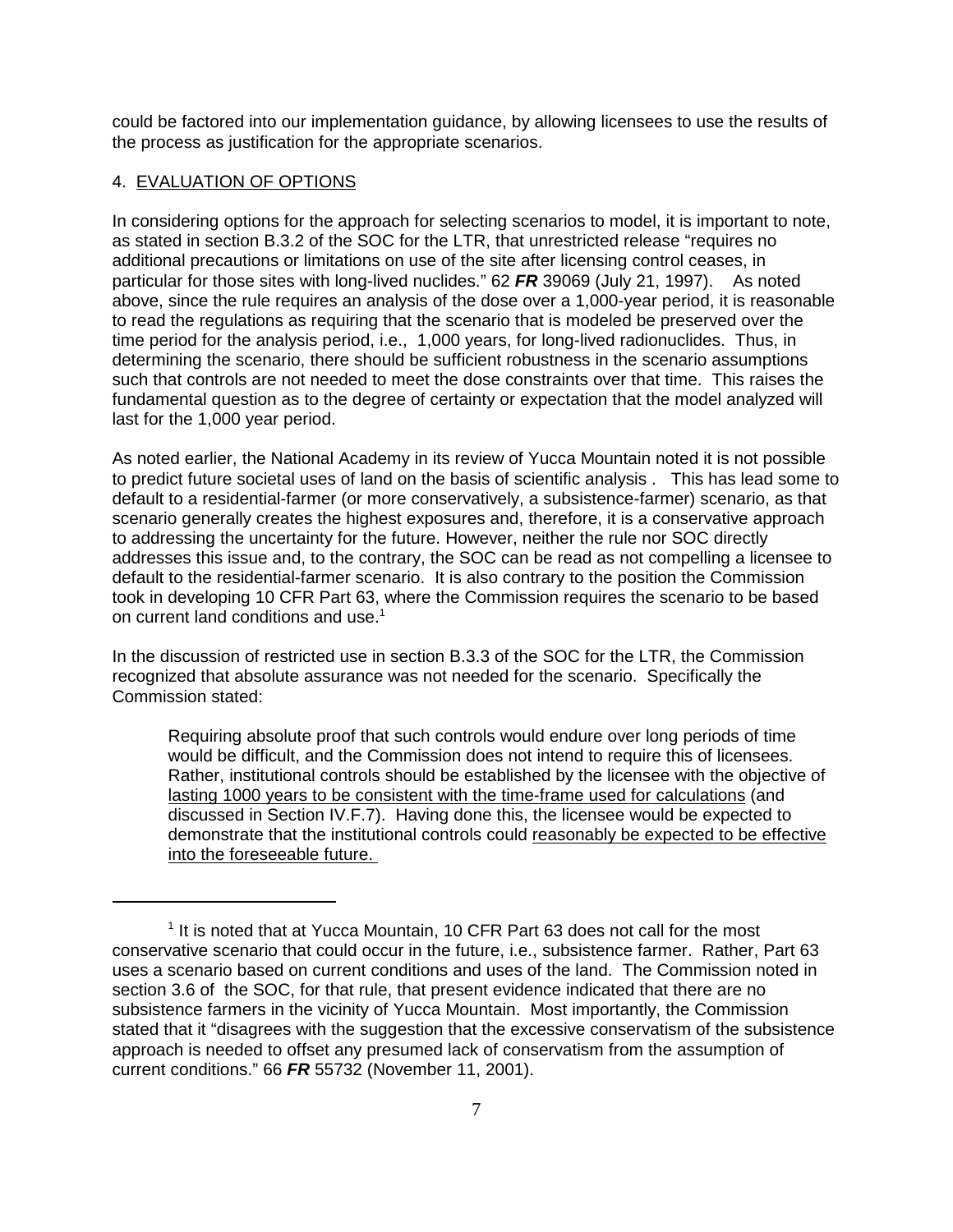could be factored into our implementation guidance, by allowing licensees to use the results of the process as justification for the appropriate scenarios.

4. <u>EVALUATION OF OPTIONS</u>

In considering options for the approach for selecting scenarios to model, it is important to note, as stated in section B.3.2 of the SOC for the LTR, that unrestricted release "requires no additional precautions or limitations on use of the site after licensing control ceases, in particular for those sites with long-lived nuclides." 62 ***FR*** 39069 (July 21, 1997). As noted above, since the rule requires an analysis of the dose over a 1,000-year period, it is reasonable to read the regulations as requiring that the scenario that is modeled be preserved over the time period for the analysis period, i.e., 1,000 years, for long-lived radionuclides. Thus, in determining the scenario, there should be sufficient robustness in the scenario assumptions such that controls are not needed to meet the dose constraints over that time. This raises the fundamental question as to the degree of certainty or expectation that the model analyzed will last for the 1,000 year period.

As noted earlier, the National Academy in its review of Yucca Mountain noted it is not possible to predict future societal uses of land on the basis of scientific analysis . This has lead some to default to a residential-farmer (or more conservatively, a subsistence-farmer) scenario, as that scenario generally creates the highest exposures and, therefore, it is a conservative approach to addressing the uncertainty for the future. However, neither the rule nor SOC directly addresses this issue and, to the contrary, the SOC can be read as not compelling a licensee to default to the residential-farmer scenario. It is also contrary to the position the Commission took in developing 10 CFR Part 63, where the Commission requires the scenario to be based on current land conditions and use.[1]

In the discussion of restricted use in section B.3.3 of the SOC for the LTR, the Commission recognized that absolute assurance was not needed for the scenario. Specifically the Commission stated:

> Requiring absolute proof that such controls would endure over long periods of time would be difficult, and the Commission does not intend to require this of licensees. Rather, institutional controls should be established by the licensee with the objective of <u>lasting 1000 years to be consistent with the time-frame used for calculations</u> (and discussed in Section IV.F.7). Having done this, the licensee would be expected to demonstrate that the institutional controls could <u>reasonably be expected to be effective into the foreseeable future.</u>

---

[1] It is noted that at Yucca Mountain, 10 CFR Part 63 does not call for the most conservative scenario that could occur in the future, i.e., subsistence farmer. Rather, Part 63 uses a scenario based on current conditions and uses of the land. The Commission noted in section 3.6 of the SOC, for that rule, that present evidence indicated that there are no subsistence farmers in the vicinity of Yucca Mountain. Most importantly, the Commission stated that it "disagrees with the suggestion that the excessive conservatism of the subsistence approach is needed to offset any presumed lack of conservatism from the assumption of current conditions." 66 ***FR*** 55732 (November 11, 2001).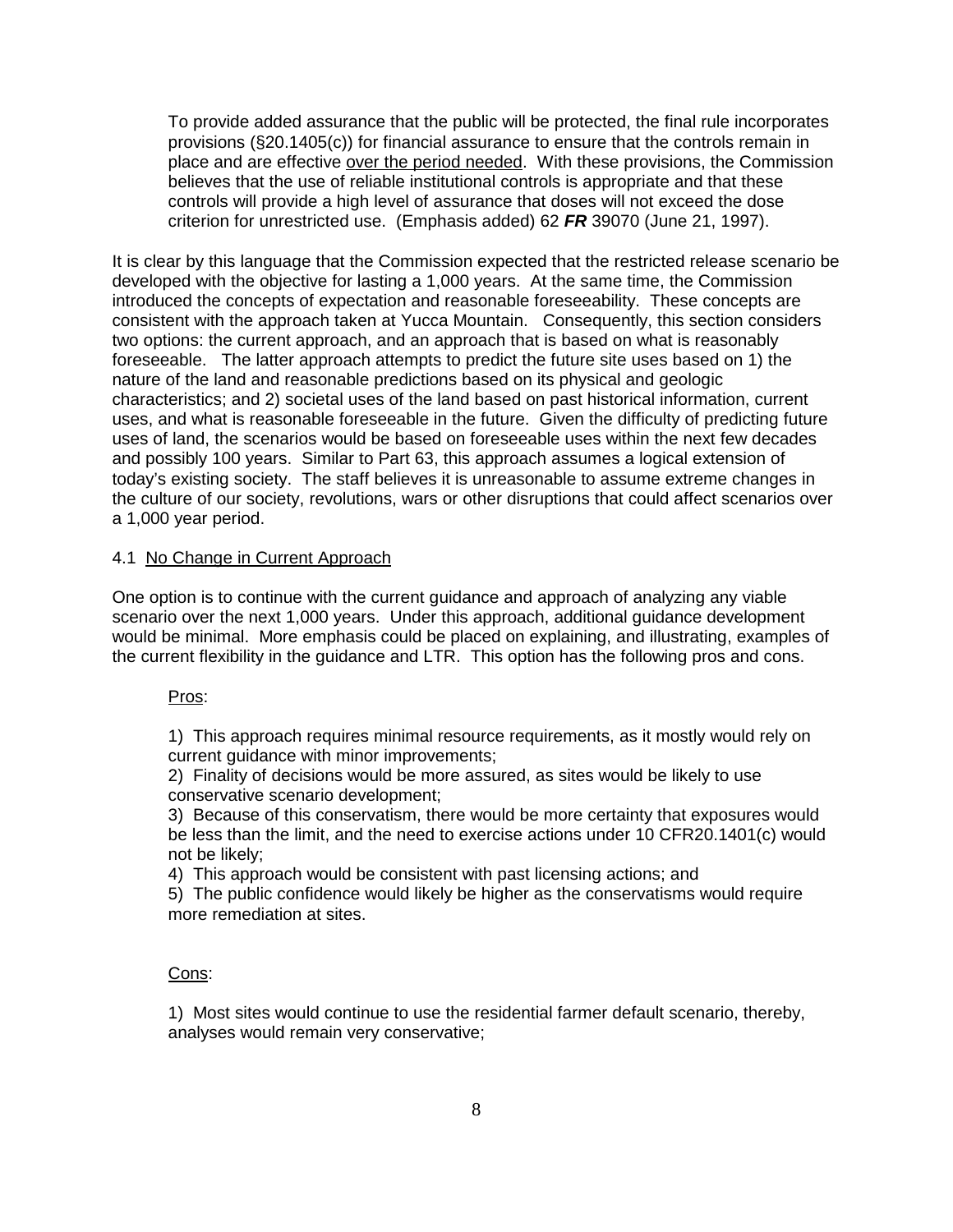> To provide added assurance that the public will be protected, the final rule incorporates provisions (§20.1405(c)) for financial assurance to ensure that the controls remain in place and are effective <u>over the period needed</u>. With these provisions, the Commission believes that the use of reliable institutional controls is appropriate and that these controls will provide a high level of assurance that doses will not exceed the dose criterion for unrestricted use. (Emphasis added) 62 ***FR*** 39070 (June 21, 1997).

It is clear by this language that the Commission expected that the restricted release scenario be developed with the objective for lasting a 1,000 years. At the same time, the Commission introduced the concepts of expectation and reasonable foreseeability. These concepts are consistent with the approach taken at Yucca Mountain. Consequently, this section considers two options: the current approach, and an approach that is based on what is reasonably foreseeable. The latter approach attempts to predict the future site uses based on 1) the nature of the land and reasonable predictions based on its physical and geologic characteristics; and 2) societal uses of the land based on past historical information, current uses, and what is reasonable foreseeable in the future. Given the difficulty of predicting future uses of land, the scenarios would be based on foreseeable uses within the next few decades and possibly 100 years. Similar to Part 63, this approach assumes a logical extension of today's existing society. The staff believes it is unreasonable to assume extreme changes in the culture of our society, revolutions, wars or other disruptions that could affect scenarios over a 1,000 year period.

### 4.1 <u>No Change in Current Approach</u>

One option is to continue with the current guidance and approach of analyzing any viable scenario over the next 1,000 years. Under this approach, additional guidance development would be minimal. More emphasis could be placed on explaining, and illustrating, examples of the current flexibility in the guidance and LTR. This option has the following pros and cons.

<u>Pros</u>:

1) This approach requires minimal resource requirements, as it mostly would rely on current guidance with minor improvements;
2) Finality of decisions would be more assured, as sites would be likely to use conservative scenario development;
3) Because of this conservatism, there would be more certainty that exposures would be less than the limit, and the need to exercise actions under 10 CFR20.1401(c) would not be likely;
4) This approach would be consistent with past licensing actions; and
5) The public confidence would likely be higher as the conservatisms would require more remediation at sites.

<u>Cons</u>:

1) Most sites would continue to use the residential farmer default scenario, thereby, analyses would remain very conservative;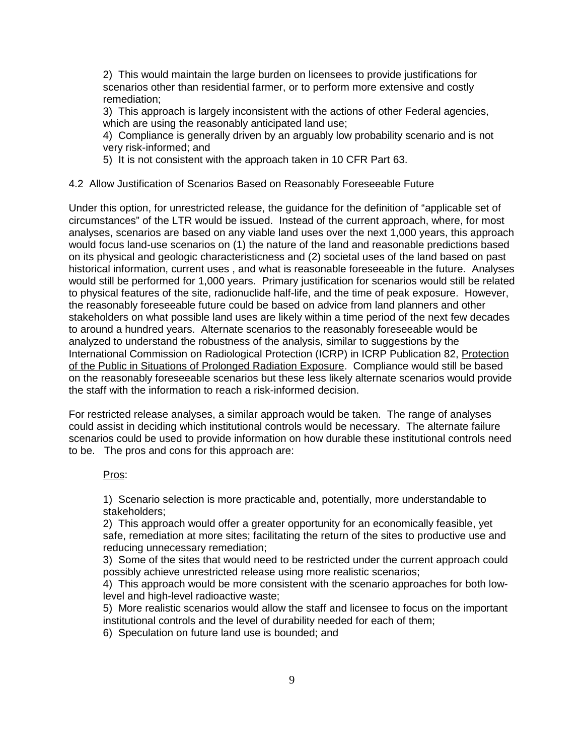2) This would maintain the large burden on licensees to provide justifications for scenarios other than residential farmer, or to perform more extensive and costly remediation;

3) This approach is largely inconsistent with the actions of other Federal agencies, which are using the reasonably anticipated land use;

4) Compliance is generally driven by an arguably low probability scenario and is not very risk-informed; and

5) It is not consistent with the approach taken in 10 CFR Part 63.

4.2 Allow Justification of Scenarios Based on Reasonably Foreseeable Future

Under this option, for unrestricted release, the guidance for the definition of "applicable set of circumstances" of the LTR would be issued. Instead of the current approach, where, for most analyses, scenarios are based on any viable land uses over the next 1,000 years, this approach would focus land-use scenarios on (1) the nature of the land and reasonable predictions based on its physical and geologic characteristicness and (2) societal uses of the land based on past historical information, current uses , and what is reasonable foreseeable in the future. Analyses would still be performed for 1,000 years. Primary justification for scenarios would still be related to physical features of the site, radionuclide half-life, and the time of peak exposure. However, the reasonably foreseeable future could be based on advice from land planners and other stakeholders on what possible land uses are likely within a time period of the next few decades to around a hundred years. Alternate scenarios to the reasonably foreseeable would be analyzed to understand the robustness of the analysis, similar to suggestions by the International Commission on Radiological Protection (ICRP) in ICRP Publication 82, Protection of the Public in Situations of Prolonged Radiation Exposure. Compliance would still be based on the reasonably foreseeable scenarios but these less likely alternate scenarios would provide the staff with the information to reach a risk-informed decision.

For restricted release analyses, a similar approach would be taken. The range of analyses could assist in deciding which institutional controls would be necessary. The alternate failure scenarios could be used to provide information on how durable these institutional controls need to be. The pros and cons for this approach are:

Pros:

1) Scenario selection is more practicable and, potentially, more understandable to stakeholders;

2) This approach would offer a greater opportunity for an economically feasible, yet safe, remediation at more sites; facilitating the return of the sites to productive use and reducing unnecessary remediation;

3) Some of the sites that would need to be restricted under the current approach could possibly achieve unrestricted release using more realistic scenarios;

4) This approach would be more consistent with the scenario approaches for both low-level and high-level radioactive waste;

5) More realistic scenarios would allow the staff and licensee to focus on the important institutional controls and the level of durability needed for each of them;

6) Speculation on future land use is bounded; and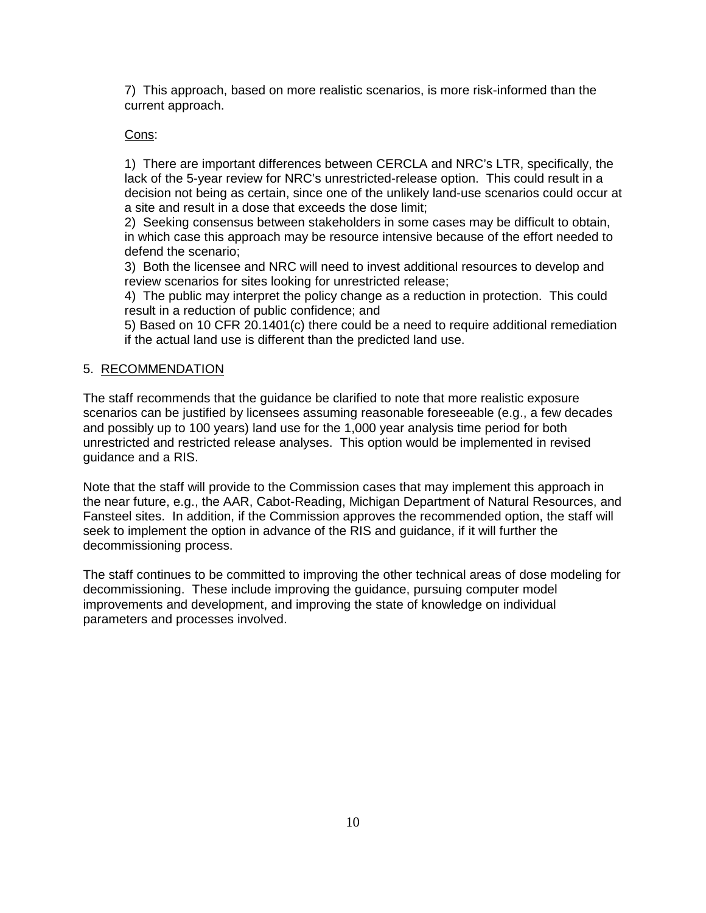7) This approach, based on more realistic scenarios, is more risk-informed than the current approach.

Cons:

1) There are important differences between CERCLA and NRC's LTR, specifically, the lack of the 5-year review for NRC's unrestricted-release option. This could result in a decision not being as certain, since one of the unlikely land-use scenarios could occur at a site and result in a dose that exceeds the dose limit;
2) Seeking consensus between stakeholders in some cases may be difficult to obtain, in which case this approach may be resource intensive because of the effort needed to defend the scenario;
3) Both the licensee and NRC will need to invest additional resources to develop and review scenarios for sites looking for unrestricted release;
4) The public may interpret the policy change as a reduction in protection. This could result in a reduction of public confidence; and
5) Based on 10 CFR 20.1401(c) there could be a need to require additional remediation if the actual land use is different than the predicted land use.

## 5. RECOMMENDATION

The staff recommends that the guidance be clarified to note that more realistic exposure scenarios can be justified by licensees assuming reasonable foreseeable (e.g., a few decades and possibly up to 100 years) land use for the 1,000 year analysis time period for both unrestricted and restricted release analyses. This option would be implemented in revised guidance and a RIS.

Note that the staff will provide to the Commission cases that may implement this approach in the near future, e.g., the AAR, Cabot-Reading, Michigan Department of Natural Resources, and Fansteel sites. In addition, if the Commission approves the recommended option, the staff will seek to implement the option in advance of the RIS and guidance, if it will further the decommissioning process.

The staff continues to be committed to improving the other technical areas of dose modeling for decommissioning. These include improving the guidance, pursuing computer model improvements and development, and improving the state of knowledge on individual parameters and processes involved.